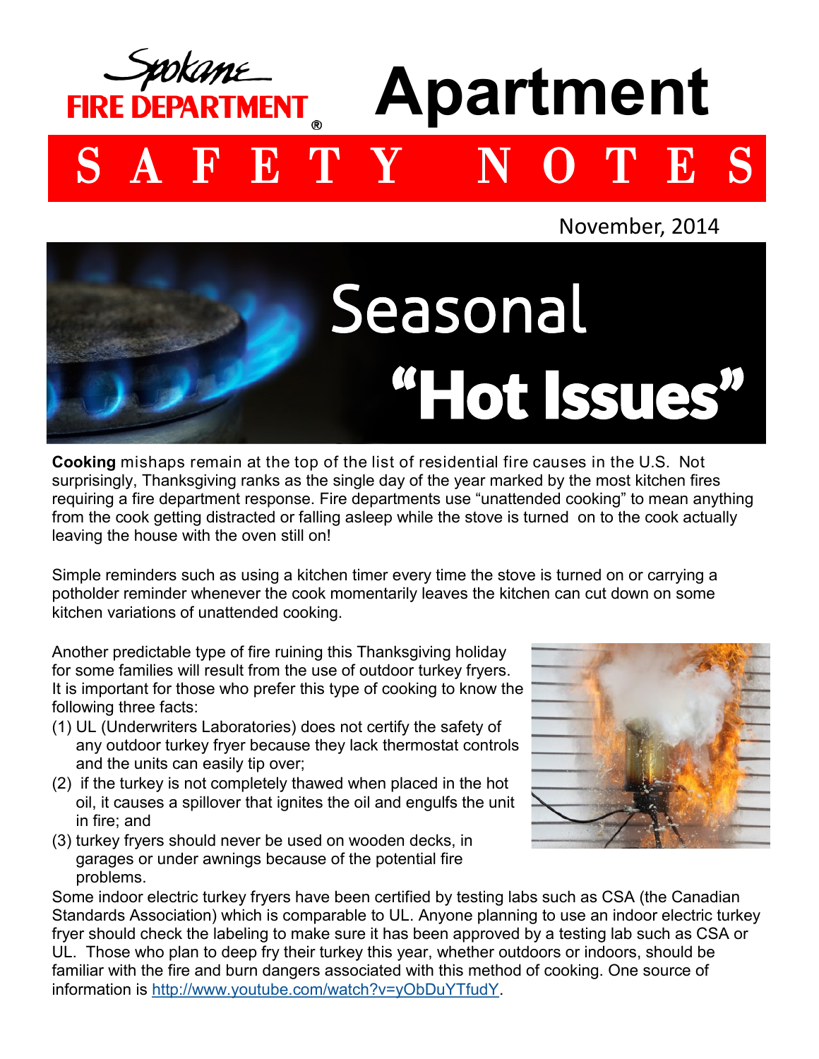Spokane FIRE DEPARTMENT

# Apartment SAFETY NOTES

November, 2014

## Seasonal "Hot Issues"

**Cooking** mishaps remain at the top of the list of residential fire causes in the U.S. Not surprisingly, Thanksgiving ranks as the single day of the year marked by the most kitchen fires requiring a fire department response. Fire departments use "unattended cooking" to mean anything from the cook getting distracted or falling asleep while the stove is turned on to the cook actually leaving the house with the oven still on!

Simple reminders such as using a kitchen timer every time the stove is turned on or carrying a potholder reminder whenever the cook momentarily leaves the kitchen can cut down on some kitchen variations of unattended cooking.

Another predictable type of fire ruining this Thanksgiving holiday for some families will result from the use of outdoor turkey fryers. It is important for those who prefer this type of cooking to know the following three facts:

(1) UL (Underwriters Laboratories) does not certify the safety of any outdoor turkey fryer because they lack thermostat controls and the units can easily tip over;
(2) if the turkey is not completely thawed when placed in the hot oil, it causes a spillover that ignites the oil and engulfs the unit in fire; and
(3) turkey fryers should never be used on wooden decks, in garages or under awnings because of the potential fire problems.

Some indoor electric turkey fryers have been certified by testing labs such as CSA (the Canadian Standards Association) which is comparable to UL. Anyone planning to use an indoor electric turkey fryer should check the labeling to make sure it has been approved by a testing lab such as CSA or UL. Those who plan to deep fry their turkey this year, whether outdoors or indoors, should be familiar with the fire and burn dangers associated with this method of cooking. One source of information is http://www.youtube.com/watch?v=yObDuYTfudY.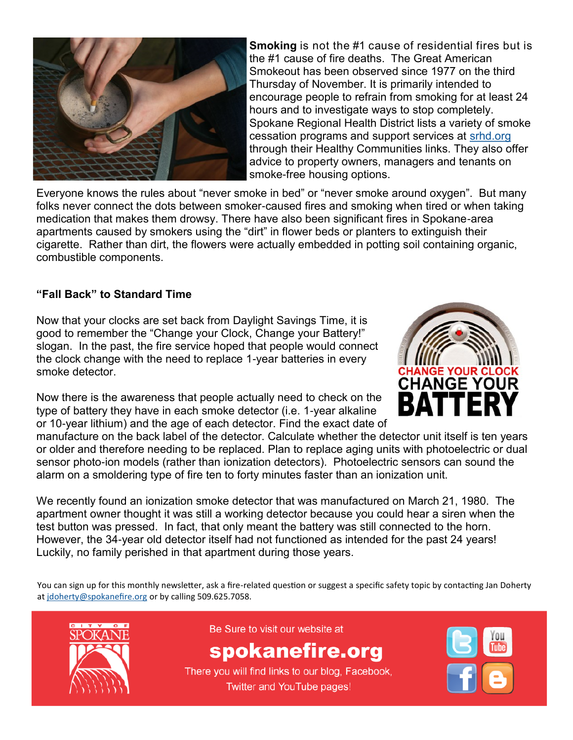**Smoking** is not the #1 cause of residential fires but is the #1 cause of fire deaths. The Great American Smokeout has been observed since 1977 on the third Thursday of November. It is primarily intended to encourage people to refrain from smoking for at least 24 hours and to investigate ways to stop completely. Spokane Regional Health District lists a variety of smoke cessation programs and support services at srhd.org through their Healthy Communities links. They also offer advice to property owners, managers and tenants on smoke-free housing options.

Everyone knows the rules about "never smoke in bed" or "never smoke around oxygen". But many folks never connect the dots between smoker-caused fires and smoking when tired or when taking medication that makes them drowsy. There have also been significant fires in Spokane-area apartments caused by smokers using the "dirt" in flower beds or planters to extinguish their cigarette. Rather than dirt, the flowers were actually embedded in potting soil containing organic, combustible components.

**"Fall Back" to Standard Time**

Now that your clocks are set back from Daylight Savings Time, it is good to remember the "Change your Clock, Change your Battery!" slogan. In the past, the fire service hoped that people would connect the clock change with the need to replace 1-year batteries in every smoke detector.

CHANGE YOUR CLOCK
CHANGE YOUR
BATTERY

Now there is the awareness that people actually need to check on the type of battery they have in each smoke detector (i.e. 1-year alkaline or 10-year lithium) and the age of each detector. Find the exact date of manufacture on the back label of the detector. Calculate whether the detector unit itself is ten years or older and therefore needing to be replaced. Plan to replace aging units with photoelectric or dual sensor photo-ion models (rather than ionization detectors). Photoelectric sensors can sound the alarm on a smoldering type of fire ten to forty minutes faster than an ionization unit.

We recently found an ionization smoke detector that was manufactured on March 21, 1980. The apartment owner thought it was still a working detector because you could hear a siren when the test button was pressed. In fact, that only meant the battery was still connected to the horn. However, the 34-year old detector itself had not functioned as intended for the past 24 years! Luckily, no family perished in that apartment during those years.

You can sign up for this monthly newsletter, ask a fire-related question or suggest a specific safety topic by contacting Jan Doherty at jdoherty@spokanefire.org or by calling 509.625.7058.

CITY OF SPOKANE

Be Sure to visit our website at

**spokanefire.org**

There you will find links to our blog, Facebook, Twitter and YouTube pages!